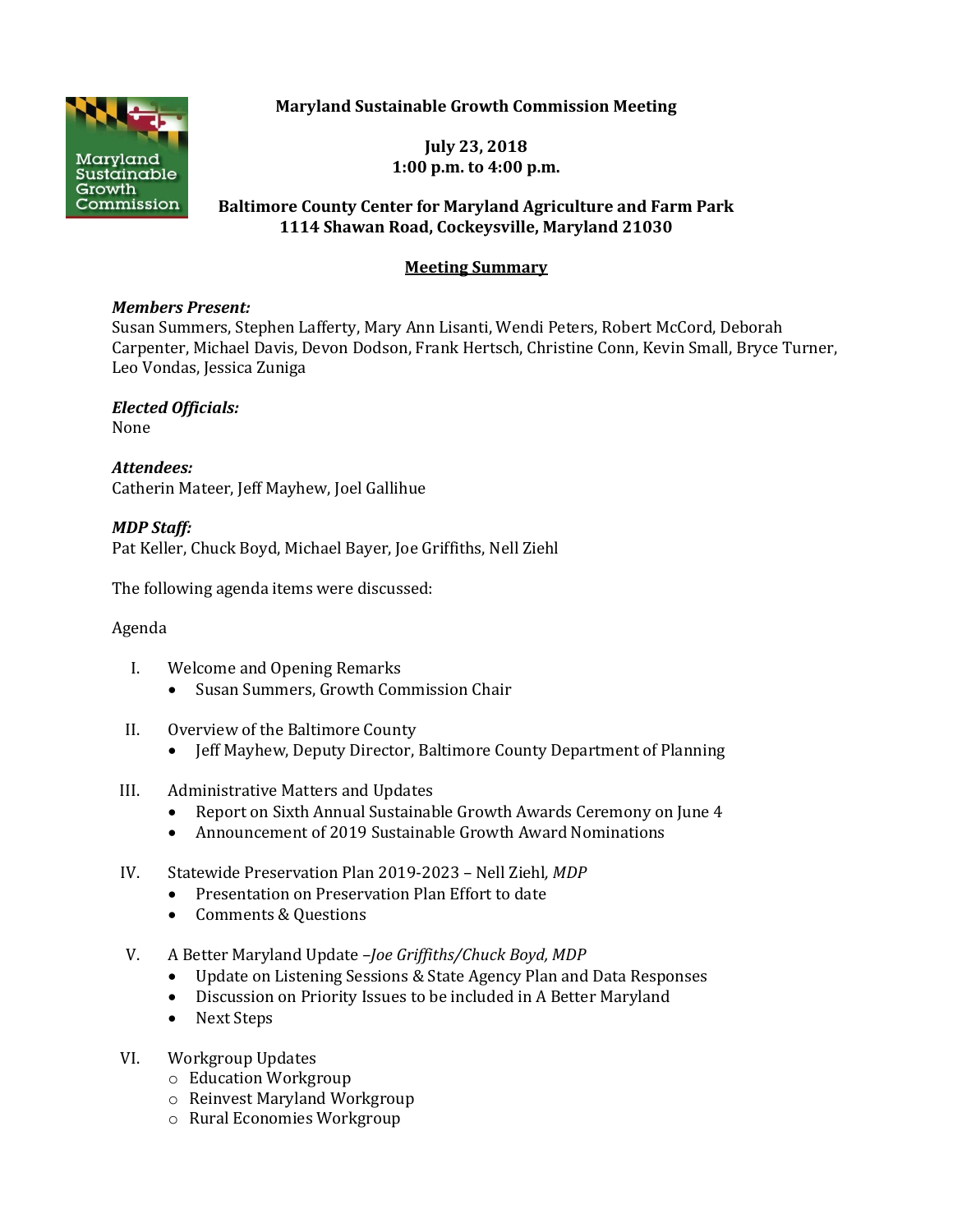# Maryland Sustainable Growth Commission Meeting

**July 23, 2018**
**1:00 p.m. to 4:00 p.m.**

**Baltimore County Center for Maryland Agriculture and Farm Park**
**1114 Shawan Road, Cockeysville, Maryland 21030**

## Meeting Summary

***Members Present:***
Susan Summers, Stephen Lafferty, Mary Ann Lisanti, Wendi Peters, Robert McCord, Deborah Carpenter, Michael Davis, Devon Dodson, Frank Hertsch, Christine Conn, Kevin Small, Bryce Turner, Leo Vondas, Jessica Zuniga

***Elected Officials:***
None

***Attendees:***
Catherin Mateer, Jeff Mayhew, Joel Gallihue

***MDP Staff:***
Pat Keller, Chuck Boyd, Michael Bayer, Joe Griffiths, Nell Ziehl

The following agenda items were discussed:

Agenda

I. Welcome and Opening Remarks
- Susan Summers, Growth Commission Chair

II. Overview of the Baltimore County
- Jeff Mayhew, Deputy Director, Baltimore County Department of Planning

III. Administrative Matters and Updates
- Report on Sixth Annual Sustainable Growth Awards Ceremony on June 4
- Announcement of 2019 Sustainable Growth Award Nominations

IV. Statewide Preservation Plan 2019-2023 – Nell Ziehl*, MDP*
- Presentation on Preservation Plan Effort to date
- Comments & Questions

V. A Better Maryland Update –*Joe Griffiths/Chuck Boyd, MDP*
- Update on Listening Sessions & State Agency Plan and Data Responses
- Discussion on Priority Issues to be included in A Better Maryland
- Next Steps

VI. Workgroup Updates
- Education Workgroup
- Reinvest Maryland Workgroup
- Rural Economies Workgroup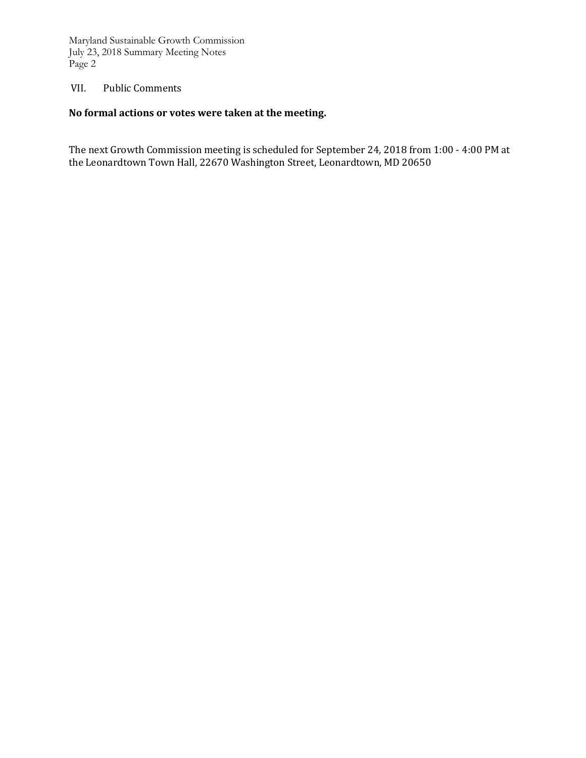VII. Public Comments

**No formal actions or votes were taken at the meeting.**

The next Growth Commission meeting is scheduled for September 24, 2018 from 1:00 - 4:00 PM at the Leonardtown Town Hall, 22670 Washington Street, Leonardtown, MD 20650